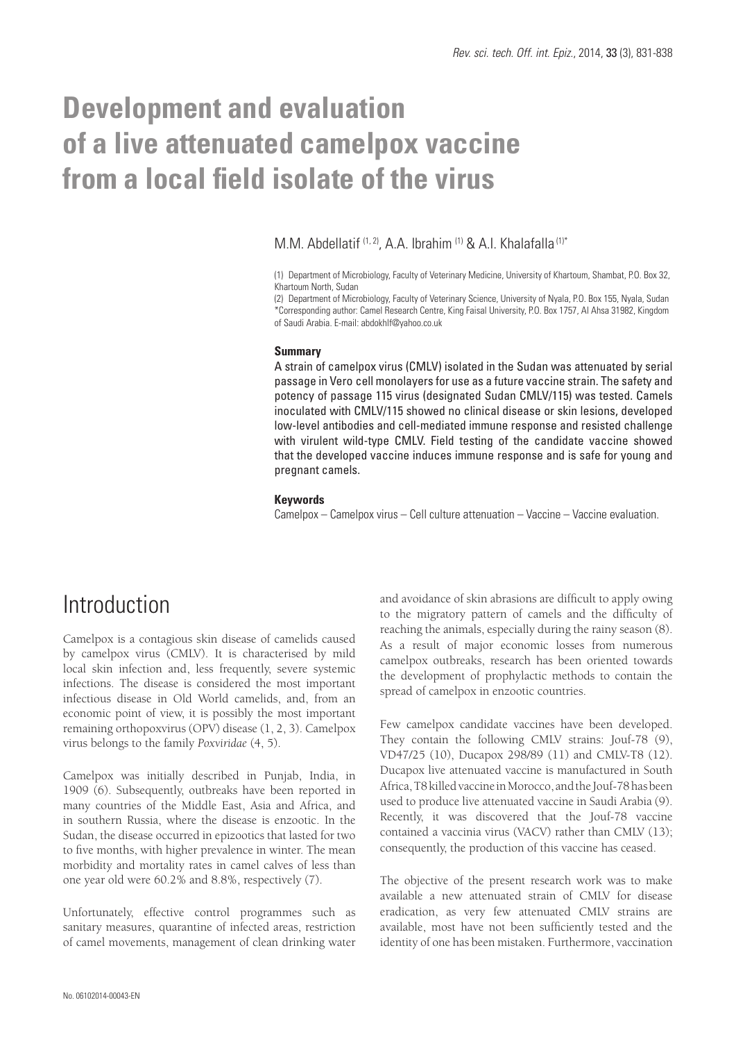# Development and evaluation of a live attenuated camelpox vaccine from a local field isolate of the virus

M.M. Abdellatif [1, 2], A.A. Ibrahim [1] & A.I. Khalafalla [1]*

(1) Department of Microbiology, Faculty of Veterinary Medicine, University of Khartoum, Shambat, P.O. Box 32, Khartoum North, Sudan

(2) Department of Microbiology, Faculty of Veterinary Science, University of Nyala, P.O. Box 155, Nyala, Sudan

*Corresponding author: Camel Research Centre, King Faisal University, P.O. Box 1757, Al Ahsa 31982, Kingdom of Saudi Arabia. E-mail: abdokhlf@yahoo.co.uk

### Summary

A strain of camelpox virus (CMLV) isolated in the Sudan was attenuated by serial passage in Vero cell monolayers for use as a future vaccine strain. The safety and potency of passage 115 virus (designated Sudan CMLV/115) was tested. Camels inoculated with CMLV/115 showed no clinical disease or skin lesions, developed low-level antibodies and cell-mediated immune response and resisted challenge with virulent wild-type CMLV. Field testing of the candidate vaccine showed that the developed vaccine induces immune response and is safe for young and pregnant camels.

### Keywords

Camelpox – Camelpox virus – Cell culture attenuation – Vaccine – Vaccine evaluation.

## Introduction

Camelpox is a contagious skin disease of camelids caused by camelpox virus (CMLV). It is characterised by mild local skin infection and, less frequently, severe systemic infections. The disease is considered the most important infectious disease in Old World camelids, and, from an economic point of view, it is possibly the most important remaining orthopoxvirus (OPV) disease (1, 2, 3). Camelpox virus belongs to the family *Poxviridae* (4, 5).

Camelpox was initially described in Punjab, India, in 1909 (6). Subsequently, outbreaks have been reported in many countries of the Middle East, Asia and Africa, and in southern Russia, where the disease is enzootic. In the Sudan, the disease occurred in epizootics that lasted for two to five months, with higher prevalence in winter. The mean morbidity and mortality rates in camel calves of less than one year old were 60.2% and 8.8%, respectively (7).

Unfortunately, effective control programmes such as sanitary measures, quarantine of infected areas, restriction of camel movements, management of clean drinking water and avoidance of skin abrasions are difficult to apply owing to the migratory pattern of camels and the difficulty of reaching the animals, especially during the rainy season (8). As a result of major economic losses from numerous camelpox outbreaks, research has been oriented towards the development of prophylactic methods to contain the spread of camelpox in enzootic countries.

Few camelpox candidate vaccines have been developed. They contain the following CMLV strains: Jouf-78 (9), VD47/25 (10), Ducapox 298/89 (11) and CMLV-T8 (12). Ducapox live attenuated vaccine is manufactured in South Africa, T8 killed vaccine in Morocco, and the Jouf-78 has been used to produce live attenuated vaccine in Saudi Arabia (9). Recently, it was discovered that the Jouf-78 vaccine contained a vaccinia virus (VACV) rather than CMLV (13); consequently, the production of this vaccine has ceased.

The objective of the present research work was to make available a new attenuated strain of CMLV for disease eradication, as very few attenuated CMLV strains are available, most have not been sufficiently tested and the identity of one has been mistaken. Furthermore, vaccination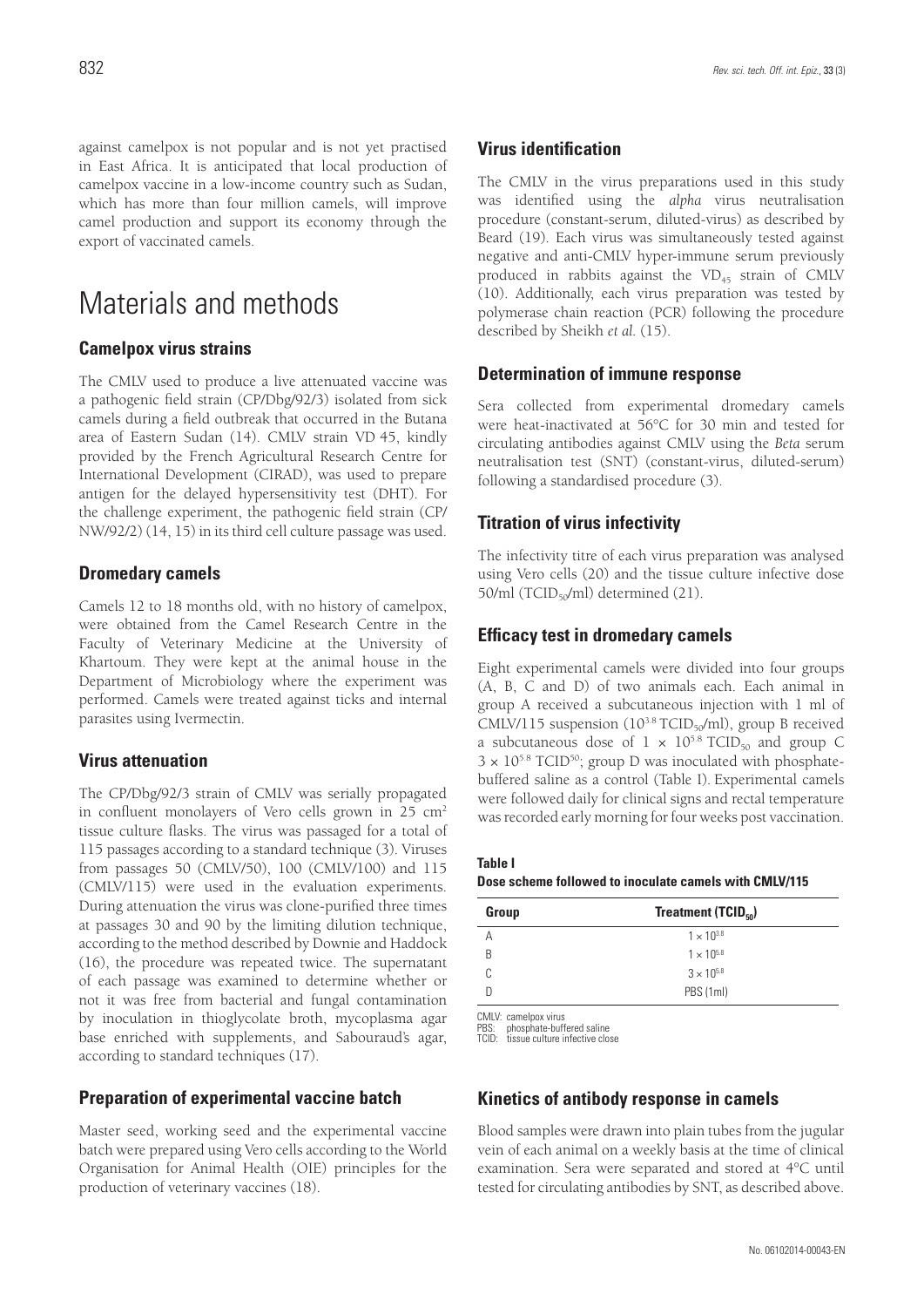against camelpox is not popular and is not yet practised in East Africa. It is anticipated that local production of camelpox vaccine in a low-income country such as Sudan, which has more than four million camels, will improve camel production and support its economy through the export of vaccinated camels.

# Materials and methods

### Camelpox virus strains

The CMLV used to produce a live attenuated vaccine was a pathogenic field strain (CP/Dbg/92/3) isolated from sick camels during a field outbreak that occurred in the Butana area of Eastern Sudan (14). CMLV strain VD 45, kindly provided by the French Agricultural Research Centre for International Development (CIRAD), was used to prepare antigen for the delayed hypersensitivity test (DHT). For the challenge experiment, the pathogenic field strain (CP/NW/92/2) (14, 15) in its third cell culture passage was used.

### Dromedary camels

Camels 12 to 18 months old, with no history of camelpox, were obtained from the Camel Research Centre in the Faculty of Veterinary Medicine at the University of Khartoum. They were kept at the animal house in the Department of Microbiology where the experiment was performed. Camels were treated against ticks and internal parasites using Ivermectin.

### Virus attenuation

The CP/Dbg/92/3 strain of CMLV was serially propagated in confluent monolayers of Vero cells grown in 25 $cm^2$ tissue culture flasks. The virus was passaged for a total of 115 passages according to a standard technique (3). Viruses from passages 50 (CMLV/50), 100 (CMLV/100) and 115 (CMLV/115) were used in the evaluation experiments. During attenuation the virus was clone-purified three times at passages 30 and 90 by the limiting dilution technique, according to the method described by Downie and Haddock (16), the procedure was repeated twice. The supernatant of each passage was examined to determine whether or not it was free from bacterial and fungal contamination by inoculation in thioglycolate broth, mycoplasma agar base enriched with supplements, and Sabouraud's agar, according to standard techniques (17).

### Preparation of experimental vaccine batch

Master seed, working seed and the experimental vaccine batch were prepared using Vero cells according to the World Organisation for Animal Health (OIE) principles for the production of veterinary vaccines (18).

### Virus identification

The CMLV in the virus preparations used in this study was identified using the *alpha* virus neutralisation procedure (constant-serum, diluted-virus) as described by Beard (19). Each virus was simultaneously tested against negative and anti-CMLV hyper-immune serum previously produced in rabbits against the $VD_{45}$ strain of CMLV (10). Additionally, each virus preparation was tested by polymerase chain reaction (PCR) following the procedure described by Sheikh *et al.* (15).

### Determination of immune response

Sera collected from experimental dromedary camels were heat-inactivated at 56°C for 30 min and tested for circulating antibodies against CMLV using the *Beta* serum neutralisation test (SNT) (constant-virus, diluted-serum) following a standardised procedure (3).

### Titration of virus infectivity

The infectivity titre of each virus preparation was analysed using Vero cells (20) and the tissue culture infective dose 50/ml ($TCID_{50}$/ml) determined (21).

### Efficacy test in dromedary camels

Eight experimental camels were divided into four groups (A, B, C and D) of two animals each. Each animal in group A received a subcutaneous injection with 1 ml of CMLV/115 suspension ($10^{3.8}$ $TCID_{50}$/ml), group B received a subcutaneous dose of $1 \times 10^{5.8}$ $TCID_{50}$ and group C $3 \times 10^{5.8}$ $TCID^{50}$; group D was inoculated with phosphate-buffered saline as a control (Table I). Experimental camels were followed daily for clinical signs and rectal temperature was recorded early morning for four weeks post vaccination.

**Table I**
**Dose scheme followed to inoculate camels with CMLV/115**

| Group | Treatment ($TCID_{50}$) |
|---|---|
| A | $1 \times 10^{3.8}$ |
| B | $1 \times 10^{5.8}$ |
| C | $3 \times 10^{5.8}$ |
| D | PBS (1ml) |

CMLV: camelpox virus
PBS: phosphate-buffered saline
TCID: tissue culture infective close

### Kinetics of antibody response in camels

Blood samples were drawn into plain tubes from the jugular vein of each animal on a weekly basis at the time of clinical examination. Sera were separated and stored at 4°C until tested for circulating antibodies by SNT, as described above.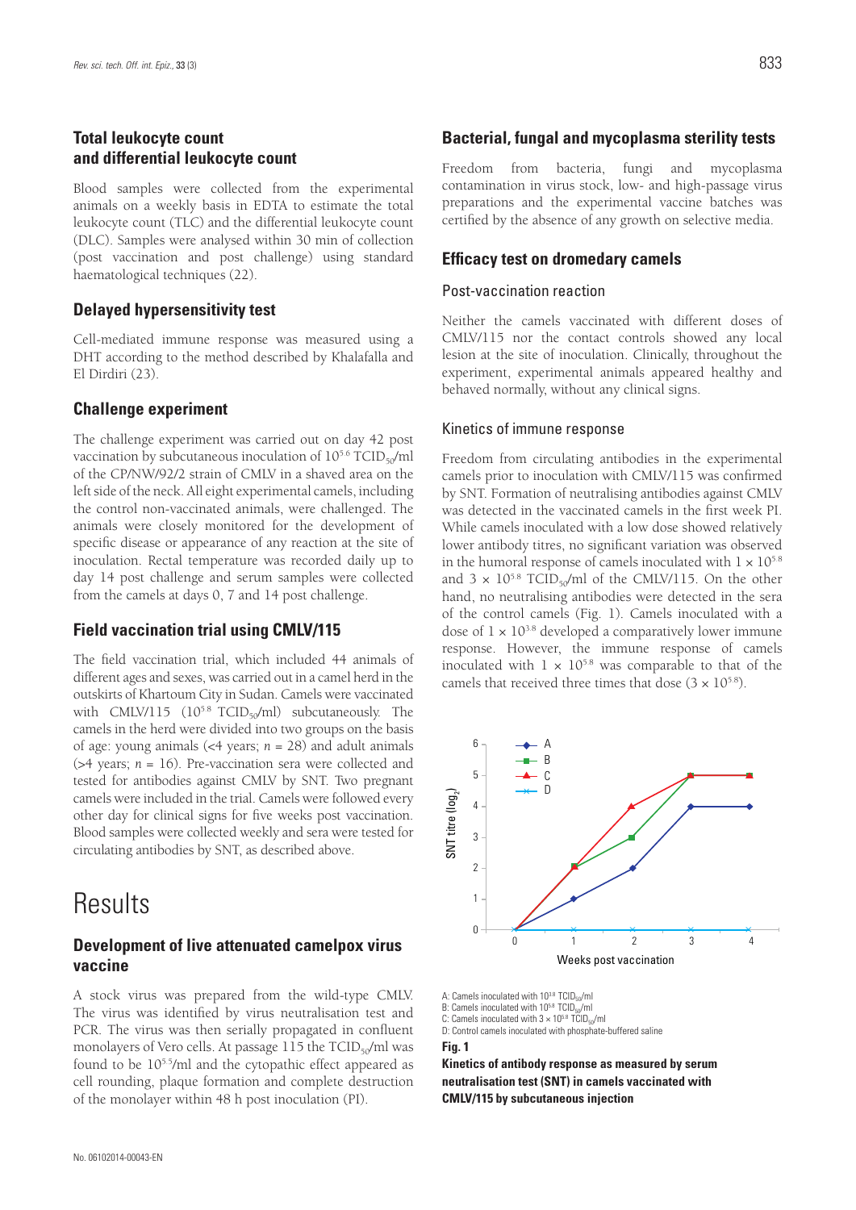### Total leukocyte count and differential leukocyte count

Blood samples were collected from the experimental animals on a weekly basis in EDTA to estimate the total leukocyte count (TLC) and the differential leukocyte count (DLC). Samples were analysed within 30 min of collection (post vaccination and post challenge) using standard haematological techniques (22).

### Delayed hypersensitivity test

Cell-mediated immune response was measured using a DHT according to the method described by Khalafalla and El Dirdiri (23).

### Challenge experiment

The challenge experiment was carried out on day 42 post vaccination by subcutaneous inoculation of $10^{5.6}$ $TCID_{50}$/ml of the CP/NW/92/2 strain of CMLV in a shaved area on the left side of the neck. All eight experimental camels, including the control non-vaccinated animals, were challenged. The animals were closely monitored for the development of specific disease or appearance of any reaction at the site of inoculation. Rectal temperature was recorded daily up to day 14 post challenge and serum samples were collected from the camels at days 0, 7 and 14 post challenge.

### Field vaccination trial using CMLV/115

The field vaccination trial, which included 44 animals of different ages and sexes, was carried out in a camel herd in the outskirts of Khartoum City in Sudan. Camels were vaccinated with CMLV/115 ($10^{5.8}$ $TCID_{50}$/ml) subcutaneously. The camels in the herd were divided into two groups on the basis of age: young animals (<4 years; *n* = 28) and adult animals (>4 years; *n* = 16). Pre-vaccination sera were collected and tested for antibodies against CMLV by SNT. Two pregnant camels were included in the trial. Camels were followed every other day for clinical signs for five weeks post vaccination. Blood samples were collected weekly and sera were tested for circulating antibodies by SNT, as described above.

# Results

### Development of live attenuated camelpox virus vaccine

A stock virus was prepared from the wild-type CMLV. The virus was identified by virus neutralisation test and PCR. The virus was then serially propagated in confluent monolayers of Vero cells. At passage 115 the $TCID_{50}$/ml was found to be $10^{5.5}$/ml and the cytopathic effect appeared as cell rounding, plaque formation and complete destruction of the monolayer within 48 h post inoculation (PI).

### Bacterial, fungal and mycoplasma sterility tests

Freedom from bacteria, fungi and mycoplasma contamination in virus stock, low- and high-passage virus preparations and the experimental vaccine batches was certified by the absence of any growth on selective media.

### Efficacy test on dromedary camels

#### Post-vaccination reaction

Neither the camels vaccinated with different doses of CMLV/115 nor the contact controls showed any local lesion at the site of inoculation. Clinically, throughout the experiment, experimental animals appeared healthy and behaved normally, without any clinical signs.

#### Kinetics of immune response

Freedom from circulating antibodies in the experimental camels prior to inoculation with CMLV/115 was confirmed by SNT. Formation of neutralising antibodies against CMLV was detected in the vaccinated camels in the first week PI. While camels inoculated with a low dose showed relatively lower antibody titres, no significant variation was observed in the humoral response of camels inoculated with $1 \times 10^{5.8}$ and $3 \times 10^{5.8}$ $TCID_{50}$/ml of the CMLV/115. On the other hand, no neutralising antibodies were detected in the sera of the control camels (Fig. 1). Camels inoculated with a dose of $1 \times 10^{3.8}$ developed a comparatively lower immune response. However, the immune response of camels inoculated with $1 \times 10^{5.8}$ was comparable to that of the camels that received three times that dose ($3 \times 10^{5.8}$).

A: Camels inoculated with $10^{3.8}$ $TCID_{50}$/ml
B: Camels inoculated with $10^{5.8}$ $TCID_{50}$/ml
C: Camels inoculated with $3 \times 10^{5.8}$ $TCID_{50}$/ml
D: Control camels inoculated with phosphate-buffered saline

**Fig. 1**
**Kinetics of antibody response as measured by serum neutralisation test (SNT) in camels vaccinated with CMLV/115 by subcutaneous injection**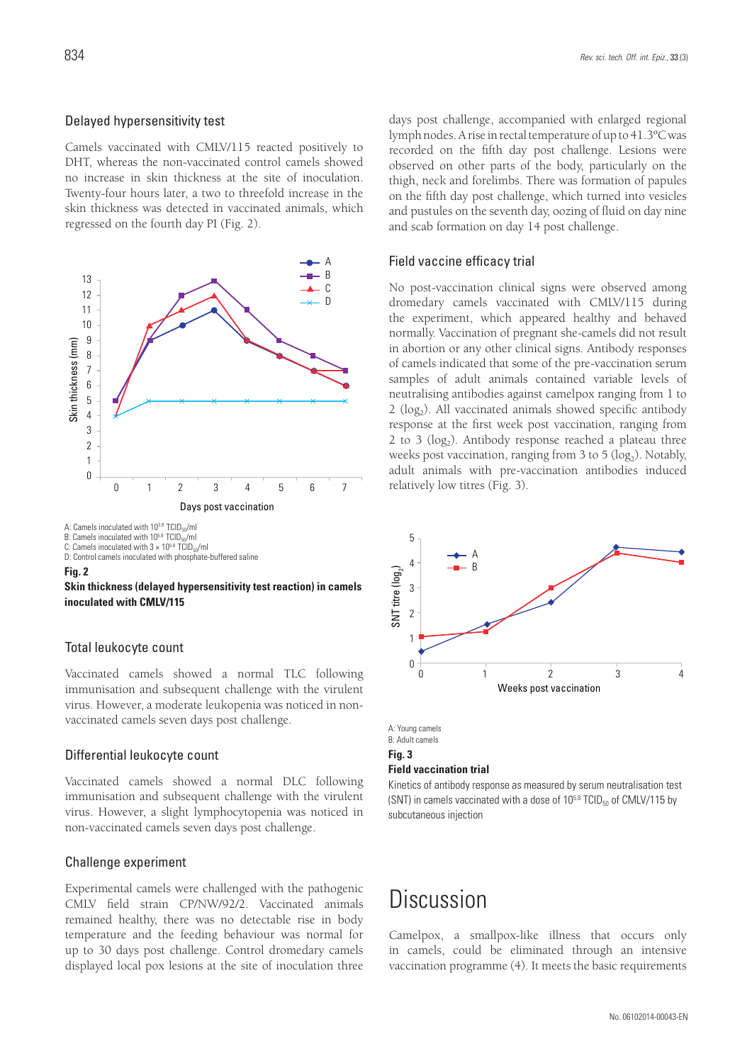### Delayed hypersensitivity test

Camels vaccinated with CMLV/115 reacted positively to DHT, whereas the non-vaccinated control camels showed no increase in skin thickness at the site of inoculation. Twenty-four hours later, a two to threefold increase in the skin thickness was detected in vaccinated animals, which regressed on the fourth day PI (Fig. 2).

A: Camels inoculated with $10^{3.8}$ $TCID_{50}$/ml
B: Camels inoculated with $10^{5.8}$ $TCID_{50}$/ml
C: Camels inoculated with $3 \times 10^{5.8}$ $TCID_{50}$/ml
D: Control camels inoculated with phosphate-buffered saline

**Fig. 2**
**Skin thickness (delayed hypersensitivity test reaction) in camels inoculated with CMLV/115**

### Total leukocyte count

Vaccinated camels showed a normal TLC following immunisation and subsequent challenge with the virulent virus. However, a moderate leukopenia was noticed in non-vaccinated camels seven days post challenge.

### Differential leukocyte count

Vaccinated camels showed a normal DLC following immunisation and subsequent challenge with the virulent virus. However, a slight lymphocytopenia was noticed in non-vaccinated camels seven days post challenge.

### Challenge experiment

Experimental camels were challenged with the pathogenic CMLV field strain CP/NW/92/2. Vaccinated animals remained healthy, there was no detectable rise in body temperature and the feeding behaviour was normal for up to 30 days post challenge. Control dromedary camels displayed local pox lesions at the site of inoculation three days post challenge, accompanied with enlarged regional lymph nodes. A rise in rectal temperature of up to 41.3°C was recorded on the fifth day post challenge. Lesions were observed on other parts of the body, particularly on the thigh, neck and forelimbs. There was formation of papules on the fifth day post challenge, which turned into vesicles and pustules on the seventh day, oozing of fluid on day nine and scab formation on day 14 post challenge.

### Field vaccine efficacy trial

No post-vaccination clinical signs were observed among dromedary camels vaccinated with CMLV/115 during the experiment, which appeared healthy and behaved normally. Vaccination of pregnant she-camels did not result in abortion or any other clinical signs. Antibody responses of camels indicated that some of the pre-vaccination serum samples of adult animals contained variable levels of neutralising antibodies against camelpox ranging from 1 to 2 ($log_2$). All vaccinated animals showed specific antibody response at the first week post vaccination, ranging from 2 to 3 ($log_2$). Antibody response reached a plateau three weeks post vaccination, ranging from 3 to 5 ($log_2$). Notably, adult animals with pre-vaccination antibodies induced relatively low titres (Fig. 3).

A: Young camels
B: Adult camels

**Fig. 3**
**Field vaccination trial**
Kinetics of antibody response as measured by serum neutralisation test (SNT) in camels vaccinated with a dose of $10^{5.8}$ $TCID_{50}$ of CMLV/115 by subcutaneous injection

# Discussion

Camelpox, a smallpox-like illness that occurs only in camels, could be eliminated through an intensive vaccination programme (4). It meets the basic requirements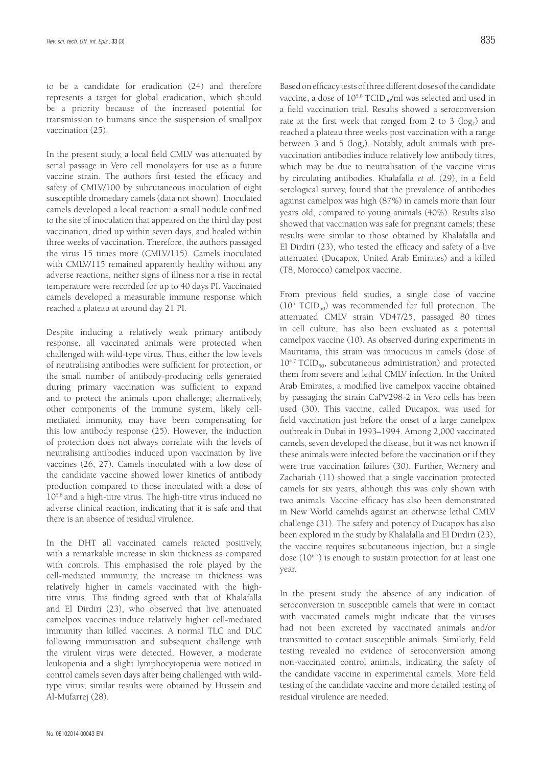to be a candidate for eradication (24) and therefore represents a target for global eradication, which should be a priority because of the increased potential for transmission to humans since the suspension of smallpox vaccination (25).

In the present study, a local field CMLV was attenuated by serial passage in Vero cell monolayers for use as a future vaccine strain. The authors first tested the efficacy and safety of CMLV/100 by subcutaneous inoculation of eight susceptible dromedary camels (data not shown). Inoculated camels developed a local reaction: a small nodule confined to the site of inoculation that appeared on the third day post vaccination, dried up within seven days, and healed within three weeks of vaccination. Therefore, the authors passaged the virus 15 times more (CMLV/115). Camels inoculated with CMLV/115 remained apparently healthy without any adverse reactions, neither signs of illness nor a rise in rectal temperature were recorded for up to 40 days PI. Vaccinated camels developed a measurable immune response which reached a plateau at around day 21 PI.

Despite inducing a relatively weak primary antibody response, all vaccinated animals were protected when challenged with wild-type virus. Thus, either the low levels of neutralising antibodies were sufficient for protection, or the small number of antibody-producing cells generated during primary vaccination was sufficient to expand and to protect the animals upon challenge; alternatively, other components of the immune system, likely cell-mediated immunity, may have been compensating for this low antibody response (25). However, the induction of protection does not always correlate with the levels of neutralising antibodies induced upon vaccination by live vaccines (26, 27). Camels inoculated with a low dose of the candidate vaccine showed lower kinetics of antibody production compared to those inoculated with a dose of $10^{5.8}$ and a high-titre virus. The high-titre virus induced no adverse clinical reaction, indicating that it is safe and that there is an absence of residual virulence.

In the DHT all vaccinated camels reacted positively, with a remarkable increase in skin thickness as compared with controls. This emphasised the role played by the cell-mediated immunity, the increase in thickness was relatively higher in camels vaccinated with the high-titre virus. This finding agreed with that of Khalafalla and El Dirdiri (23), who observed that live attenuated camelpox vaccines induce relatively higher cell-mediated immunity than killed vaccines. A normal TLC and DLC following immunisation and subsequent challenge with the virulent virus were detected. However, a moderate leukopenia and a slight lymphocytopenia were noticed in control camels seven days after being challenged with wild-type virus; similar results were obtained by Hussein and Al-Mufarrej (28).

Based on efficacy tests of three different doses of the candidate vaccine, a dose of $10^{5.8}$ $TCID_{50}$/ml was selected and used in a field vaccination trial. Results showed a seroconversion rate at the first week that ranged from 2 to 3 ($\log_2$) and reached a plateau three weeks post vaccination with a range between 3 and 5 ($\log_2$). Notably, adult animals with pre-vaccination antibodies induce relatively low antibody titres, which may be due to neutralisation of the vaccine virus by circulating antibodies. Khalafalla *et al.* (29), in a field serological survey, found that the prevalence of antibodies against camelpox was high (87%) in camels more than four years old, compared to young animals (40%). Results also showed that vaccination was safe for pregnant camels; these results were similar to those obtained by Khalafalla and El Dirdiri (23), who tested the efficacy and safety of a live attenuated (Ducapox, United Arab Emirates) and a killed (T8, Morocco) camelpox vaccine.

From previous field studies, a single dose of vaccine ($10^5$ $TCID_{50}$) was recommended for full protection. The attenuated CMLV strain VD47/25, passaged 80 times in cell culture, has also been evaluated as a potential camelpox vaccine (10). As observed during experiments in Mauritania, this strain was innocuous in camels (dose of $10^{4.7}$ $TCID_{50}$, subcutaneous administration) and protected them from severe and lethal CMLV infection. In the United Arab Emirates, a modified live camelpox vaccine obtained by passaging the strain CaPV298-2 in Vero cells has been used (30). This vaccine, called Ducapox, was used for field vaccination just before the onset of a large camelpox outbreak in Dubai in 1993–1994. Among 2,000 vaccinated camels, seven developed the disease, but it was not known if these animals were infected before the vaccination or if they were true vaccination failures (30). Further, Wernery and Zachariah (11) showed that a single vaccination protected camels for six years, although this was only shown with two animals. Vaccine efficacy has also been demonstrated in New World camelids against an otherwise lethal CMLV challenge (31). The safety and potency of Ducapox has also been explored in the study by Khalafalla and El Dirdiri (23), the vaccine requires subcutaneous injection, but a single dose ($10^{6.7}$) is enough to sustain protection for at least one year.

In the present study the absence of any indication of seroconversion in susceptible camels that were in contact with vaccinated camels might indicate that the viruses had not been excreted by vaccinated animals and/or transmitted to contact susceptible animals. Similarly, field testing revealed no evidence of seroconversion among non-vaccinated control animals, indicating the safety of the candidate vaccine in experimental camels. More field testing of the candidate vaccine and more detailed testing of residual virulence are needed.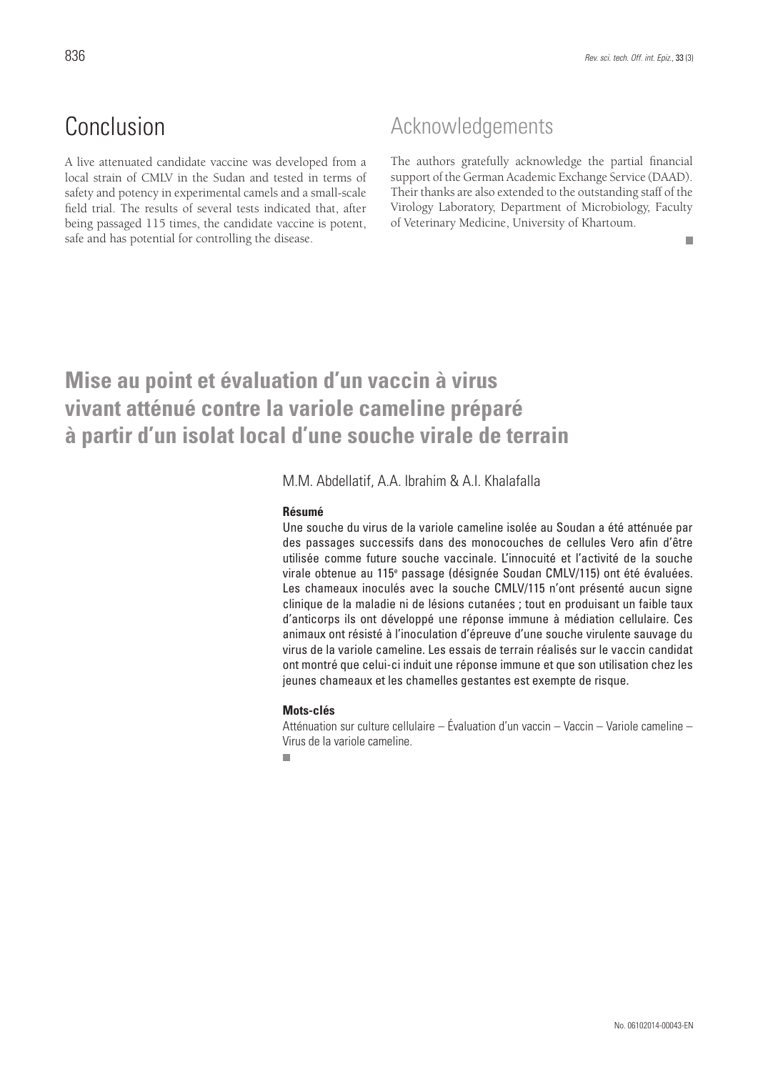## Conclusion

A live attenuated candidate vaccine was developed from a local strain of CMLV in the Sudan and tested in terms of safety and potency in experimental camels and a small-scale field trial. The results of several tests indicated that, after being passaged 115 times, the candidate vaccine is potent, safe and has potential for controlling the disease.

## Acknowledgements

The authors gratefully acknowledge the partial financial support of the German Academic Exchange Service (DAAD). Their thanks are also extended to the outstanding staff of the Virology Laboratory, Department of Microbiology, Faculty of Veterinary Medicine, University of Khartoum.

# Mise au point et évaluation d'un vaccin à virus vivant atténué contre la variole cameline préparé à partir d'un isolat local d'une souche virale de terrain

M.M. Abdellatif, A.A. Ibrahim & A.I. Khalafalla

#### Résumé

Une souche du virus de la variole cameline isolée au Soudan a été atténuée par des passages successifs dans des monocouches de cellules Vero afin d'être utilisée comme future souche vaccinale. L'innocuité et l'activité de la souche virale obtenue au 115$^{e}$ passage (désignée Soudan CMLV/115) ont été évaluées. Les chameaux inoculés avec la souche CMLV/115 n'ont présenté aucun signe clinique de la maladie ni de lésions cutanées ; tout en produisant un faible taux d'anticorps ils ont développé une réponse immune à médiation cellulaire. Ces animaux ont résisté à l'inoculation d'épreuve d'une souche virulente sauvage du virus de la variole cameline. Les essais de terrain réalisés sur le vaccin candidat ont montré que celui-ci induit une réponse immune et que son utilisation chez les jeunes chameaux et les chamelles gestantes est exempte de risque.

#### Mots-clés

Atténuation sur culture cellulaire – Évaluation d'un vaccin – Vaccin – Variole cameline – Virus de la variole cameline.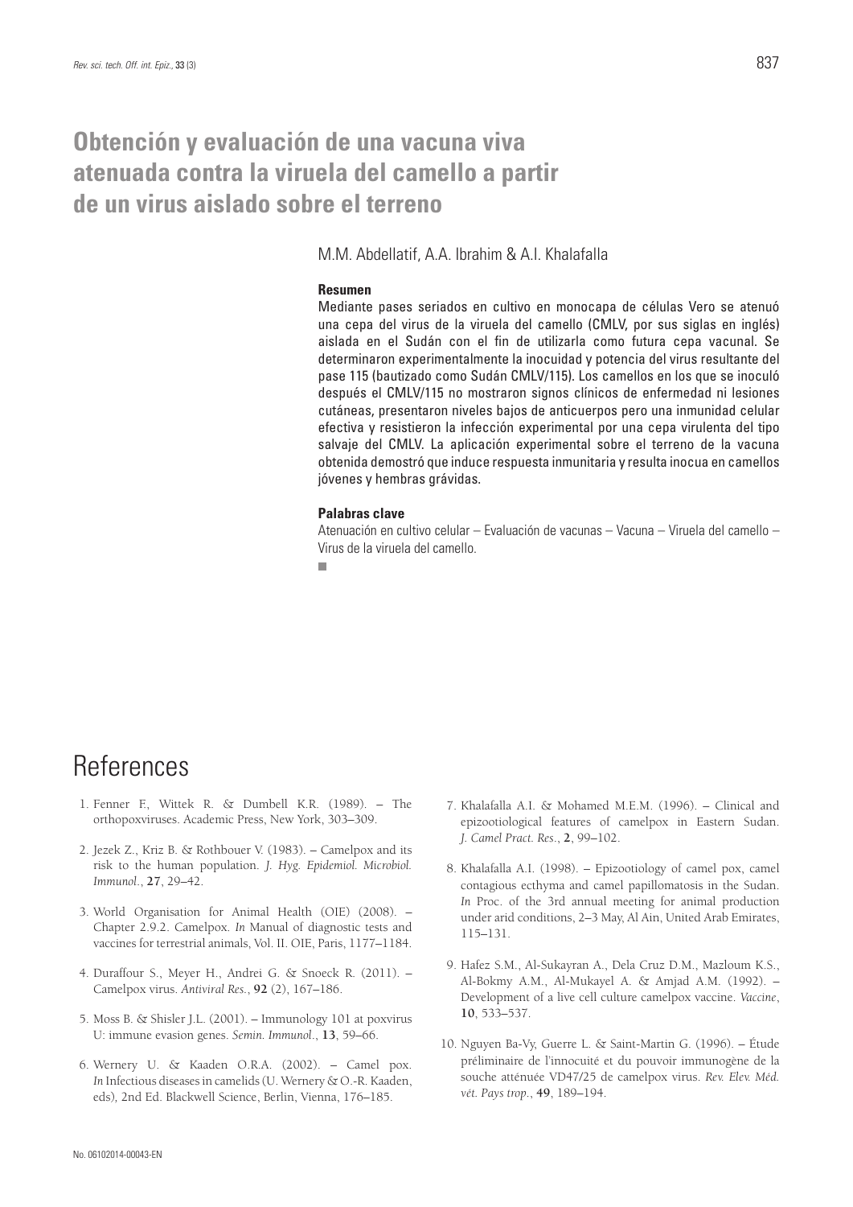# Obtención y evaluación de una vacuna viva atenuada contra la viruela del camello a partir de un virus aislado sobre el terreno

M.M. Abdellatif, A.A. Ibrahim & A.I. Khalafalla

### Resumen

Mediante pases seriados en cultivo en monocapa de células Vero se atenuó una cepa del virus de la viruela del camello (CMLV, por sus siglas en inglés) aislada en el Sudán con el fin de utilizarla como futura cepa vacunal. Se determinaron experimentalmente la inocuidad y potencia del virus resultante del pase 115 (bautizado como Sudán CMLV/115). Los camellos en los que se inoculó después el CMLV/115 no mostraron signos clínicos de enfermedad ni lesiones cutáneas, presentaron niveles bajos de anticuerpos pero una inmunidad celular efectiva y resistieron la infección experimental por una cepa virulenta del tipo salvaje del CMLV. La aplicación experimental sobre el terreno de la vacuna obtenida demostró que induce respuesta inmunitaria y resulta inocua en camellos jóvenes y hembras grávidas.

### Palabras clave

Atenuación en cultivo celular – Evaluación de vacunas – Vacuna – Viruela del camello – Virus de la viruela del camello.

■

# References

1. Fenner F., Wittek R. & Dumbell K.R. (1989). – The orthopoxviruses. Academic Press, New York, 303–309.

2. Jezek Z., Kriz B. & Rothbouer V. (1983). – Camelpox and its risk to the human population. *J. Hyg. Epidemiol. Microbiol. Immunol.*, **27**, 29–42.

3. World Organisation for Animal Health (OIE) (2008). – Chapter 2.9.2. Camelpox. *In* Manual of diagnostic tests and vaccines for terrestrial animals, Vol. II. OIE, Paris, 1177–1184.

4. Duraffour S., Meyer H., Andrei G. & Snoeck R. (2011). – Camelpox virus. *Antiviral Res.*, **92** (2), 167–186.

5. Moss B. & Shisler J.L. (2001). – Immunology 101 at poxvirus U: immune evasion genes. *Semin. Immunol.*, **13**, 59–66.

6. Wernery U. & Kaaden O.R.A. (2002). – Camel pox. *In* Infectious diseases in camelids (U. Wernery & O.-R. Kaaden, eds), 2nd Ed. Blackwell Science, Berlin, Vienna, 176–185.

7. Khalafalla A.I. & Mohamed M.E.M. (1996). – Clinical and epizootiological features of camelpox in Eastern Sudan. *J. Camel Pract. Res.*, **2**, 99–102.

8. Khalafalla A.I. (1998). – Epizootiology of camel pox, camel contagious ecthyma and camel papillomatosis in the Sudan. *In* Proc. of the 3rd annual meeting for animal production under arid conditions, 2–3 May, Al Ain, United Arab Emirates, 115–131.

9. Hafez S.M., Al-Sukayran A., Dela Cruz D.M., Mazloum K.S., Al-Bokmy A.M., Al-Mukayel A. & Amjad A.M. (1992). – Development of a live cell culture camelpox vaccine. *Vaccine*, **10**, 533–537.

10. Nguyen Ba-Vy, Guerre L. & Saint-Martin G. (1996). – Étude préliminaire de l'innocuité et du pouvoir immunogène de la souche atténuée VD47/25 de camelpox virus. *Rev. Elev. Méd. vét. Pays trop.*, **49**, 189–194.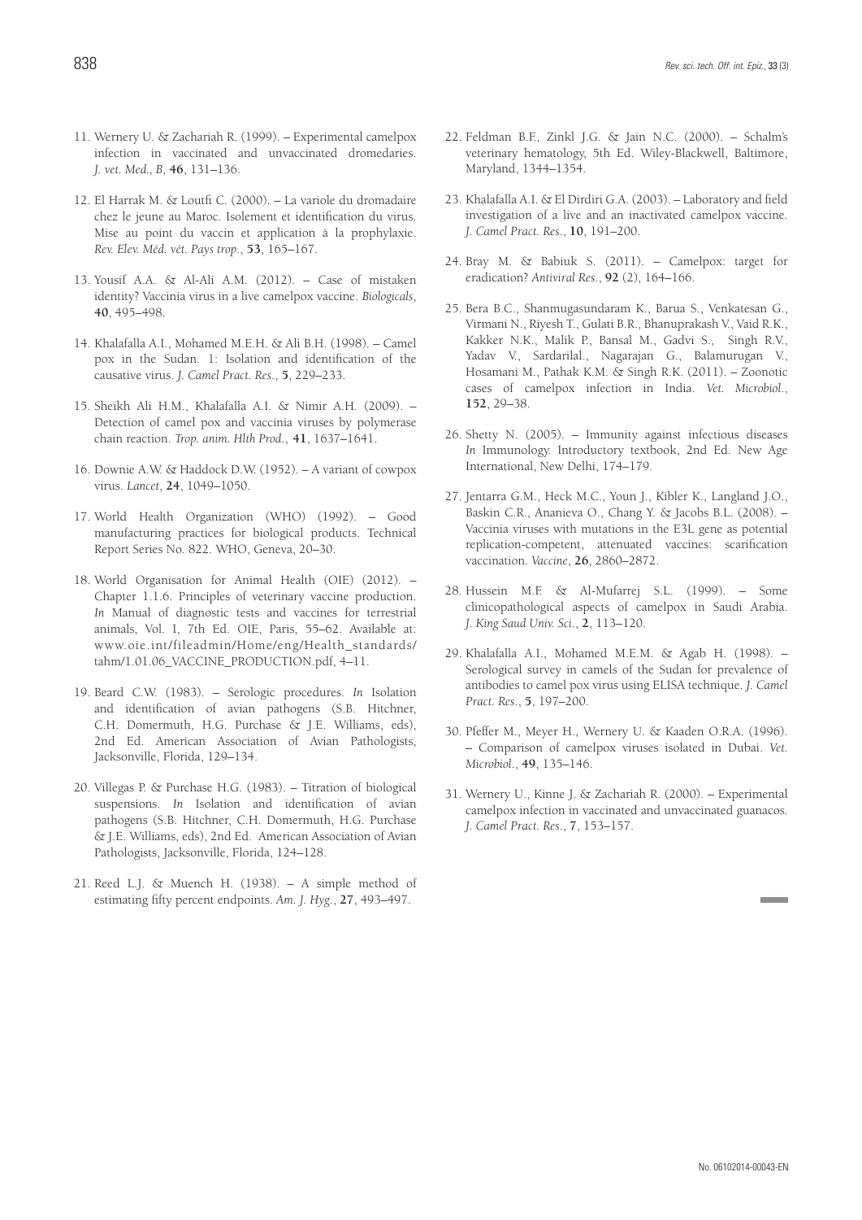11. Wernery U. & Zachariah R. (1999). – Experimental camelpox infection in vaccinated and unvaccinated dromedaries. *J. vet. Med., B*, **46**, 131–136.

12. El Harrak M. & Loutfi C. (2000). – La variole du dromadaire chez le jeune au Maroc. Isolement et identification du virus. Mise au point du vaccin et application à la prophylaxie. *Rev. Elev. Méd. vét. Pays trop.*, **53**, 165–167.

13. Yousif A.A. & Al-Ali A.M. (2012). – Case of mistaken identity? Vaccinia virus in a live camelpox vaccine. *Biologicals*, **40**, 495–498.

14. Khalafalla A.I., Mohamed M.E.H. & Ali B.H. (1998). – Camel pox in the Sudan. 1: Isolation and identification of the causative virus. *J. Camel Pract. Res.*, **5**, 229–233.

15. Sheikh Ali H.M., Khalafalla A.I. & Nimir A.H. (2009). – Detection of camel pox and vaccinia viruses by polymerase chain reaction. *Trop. anim. Hlth Prod.*, **41**, 1637–1641.

16. Downie A.W. & Haddock D.W. (1952). – A variant of cowpox virus. *Lancet*, **24**, 1049–1050.

17. World Health Organization (WHO) (1992). – Good manufacturing practices for biological products. Technical Report Series No. 822. WHO, Geneva, 20–30.

18. World Organisation for Animal Health (OIE) (2012). – Chapter 1.1.6. Principles of veterinary vaccine production. *In* Manual of diagnostic tests and vaccines for terrestrial animals, Vol. I, 7th Ed. OIE, Paris, 55–62. Available at: www.oie.int/fileadmin/Home/eng/Health_standards/tahm/1.01.06_VACCINE_PRODUCTION.pdf, 4–11.

19. Beard C.W. (1983). – Serologic procedures. *In* Isolation and identification of avian pathogens (S.B. Hitchner, C.H. Domermuth, H.G. Purchase & J.E. Williams, eds), 2nd Ed. American Association of Avian Pathologists, Jacksonville, Florida, 129–134.

20. Villegas P. & Purchase H.G. (1983). – Titration of biological suspensions. *In* Isolation and identification of avian pathogens (S.B. Hitchner, C.H. Domermuth, H.G. Purchase & J.E. Williams, eds), 2nd Ed. American Association of Avian Pathologists, Jacksonville, Florida, 124–128.

21. Reed L.J. & Muench H. (1938). – A simple method of estimating fifty percent endpoints. *Am. J. Hyg.*, **27**, 493–497.

22. Feldman B.F., Zinkl J.G. & Jain N.C. (2000). – Schalm's veterinary hematology, 5th Ed. Wiley-Blackwell, Baltimore, Maryland, 1344–1354.

23. Khalafalla A.I. & El Dirdiri G.A. (2003). – Laboratory and field investigation of a live and an inactivated camelpox vaccine. *J. Camel Pract. Res.*, **10**, 191–200.

24. Bray M. & Babiuk S. (2011). – Camelpox: target for eradication? *Antiviral Res.*, **92** (2), 164–166.

25. Bera B.C., Shanmugasundaram K., Barua S., Venkatesan G., Virmani N., Riyesh T., Gulati B.R., Bhanuprakash V., Vaid R.K., Kakker N.K., Malik P., Bansal M., Gadvi S., Singh R.V., Yadav V., Sardarilal., Nagarajan G., Balamurugan V., Hosamani M., Pathak K.M. & Singh R.K. (2011). – Zoonotic cases of camelpox infection in India. *Vet. Microbiol.*, **152**, 29–38.

26. Shetty N. (2005). – Immunity against infectious diseases *In* Immunology. Introductory textbook, 2nd Ed. New Age International, New Delhi, 174–179.

27. Jentarra G.M., Heck M.C., Youn J., Kibler K., Langland J.O., Baskin C.R., Ananieva O., Chang Y. & Jacobs B.L. (2008). – Vaccinia viruses with mutations in the E3L gene as potential replication-competent, attenuated vaccines: scarification vaccination. *Vaccine*, **26**, 2860–2872.

28. Hussein M.F. & Al-Mufarrej S.L. (1999). – Some clinicopathological aspects of camelpox in Saudi Arabia. *J. King Saud Univ. Sci.*, **2**, 113–120.

29. Khalafalla A.I., Mohamed M.E.M. & Agab H. (1998). – Serological survey in camels of the Sudan for prevalence of antibodies to camel pox virus using ELISA technique. *J. Camel Pract. Res.*, **5**, 197–200.

30. Pfeffer M., Meyer H., Wernery U. & Kaaden O.R.A. (1996). – Comparison of camelpox viruses isolated in Dubai. *Vet. Microbiol.*, **49**, 135–146.

31. Wernery U., Kinne J. & Zachariah R. (2000). – Experimental camelpox infection in vaccinated and unvaccinated guanacos. *J. Camel Pract. Res.*, **7**, 153–157.